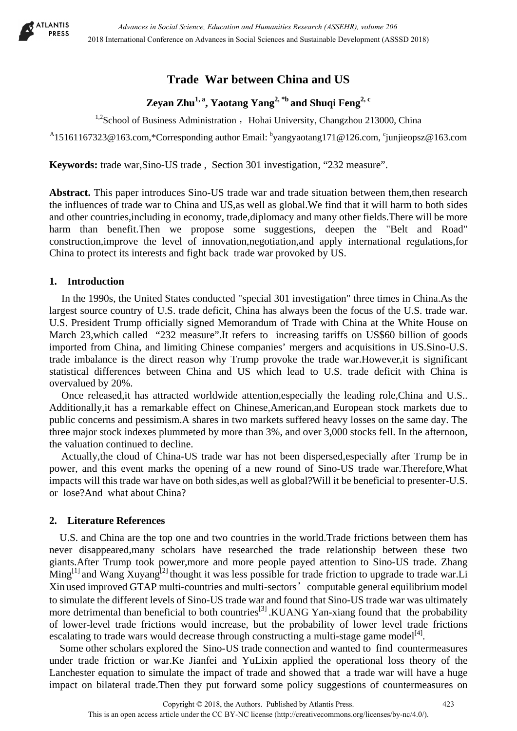# Trade War between China and US

**Zeyan Zhu[1, a], Yaotang Yang[2, *b] and Shuqi Feng[2, c]**

[1,2]School of Business Administration，Hohai University, Changzhou 213000, China

[A]15161167323@163.com,*Corresponding author Email: [b]yangyaotang171@126.com, [c]junjieopsz@163.com

**Keywords:** trade war,Sino-US trade , Section 301 investigation, "232 measure".

**Abstract.** This paper introduces Sino-US trade war and trade situation between them,then research the influences of trade war to China and US,as well as global.We find that it will harm to both sides and other countries,including in economy, trade,diplomacy and many other fields.There will be more harm than benefit.Then we propose some suggestions, deepen the "Belt and Road" construction,improve the level of innovation,negotiation,and apply international regulations,for China to protect its interests and fight back trade war provoked by US.

## 1. Introduction

In the 1990s, the United States conducted "special 301 investigation" three times in China.As the largest source country of U.S. trade deficit, China has always been the focus of the U.S. trade war. U.S. President Trump officially signed Memorandum of Trade with China at the White House on March 23,which called "232 measure".It refers to increasing tariffs on US$60 billion of goods imported from China, and limiting Chinese companies' mergers and acquisitions in US.Sino-U.S. trade imbalance is the direct reason why Trump provoke the trade war.However,it is significant statistical differences between China and US which lead to U.S. trade deficit with China is overvalued by 20%.

Once released,it has attracted worldwide attention,especially the leading role,China and U.S.. Additionally,it has a remarkable effect on Chinese,American,and European stock markets due to public concerns and pessimism.A shares in two markets suffered heavy losses on the same day. The three major stock indexes plummeted by more than 3%, and over 3,000 stocks fell. In the afternoon, the valuation continued to decline.

Actually,the cloud of China-US trade war has not been dispersed,especially after Trump be in power, and this event marks the opening of a new round of Sino-US trade war.Therefore,What impacts will this trade war have on both sides,as well as global?Will it be beneficial to presenter-U.S. or lose?And what about China?

## 2. Literature References

U.S. and China are the top one and two countries in the world.Trade frictions between them has never disappeared,many scholars have researched the trade relationship between these two giants.After Trump took power,more and more people payed attention to Sino-US trade. Zhang Ming[1] and Wang Xuyang[2] thought it was less possible for trade friction to upgrade to trade war.Li Xin used improved GTAP multi-countries and multi-sectors' computable general equilibrium model to simulate the different levels of Sino-US trade war and found that Sino-US trade war was ultimately more detrimental than beneficial to both countries[3].KUANG Yan-xiang found that the probability of lower-level trade frictions would increase, but the probability of lower level trade frictions escalating to trade wars would decrease through constructing a multi-stage game model[4].

Some other scholars explored the Sino-US trade connection and wanted to find countermeasures under trade friction or war.Ke Jianfei and YuLixin applied the operational loss theory of the Lanchester equation to simulate the impact of trade and showed that a trade war will have a huge impact on bilateral trade.Then they put forward some policy suggestions of countermeasures on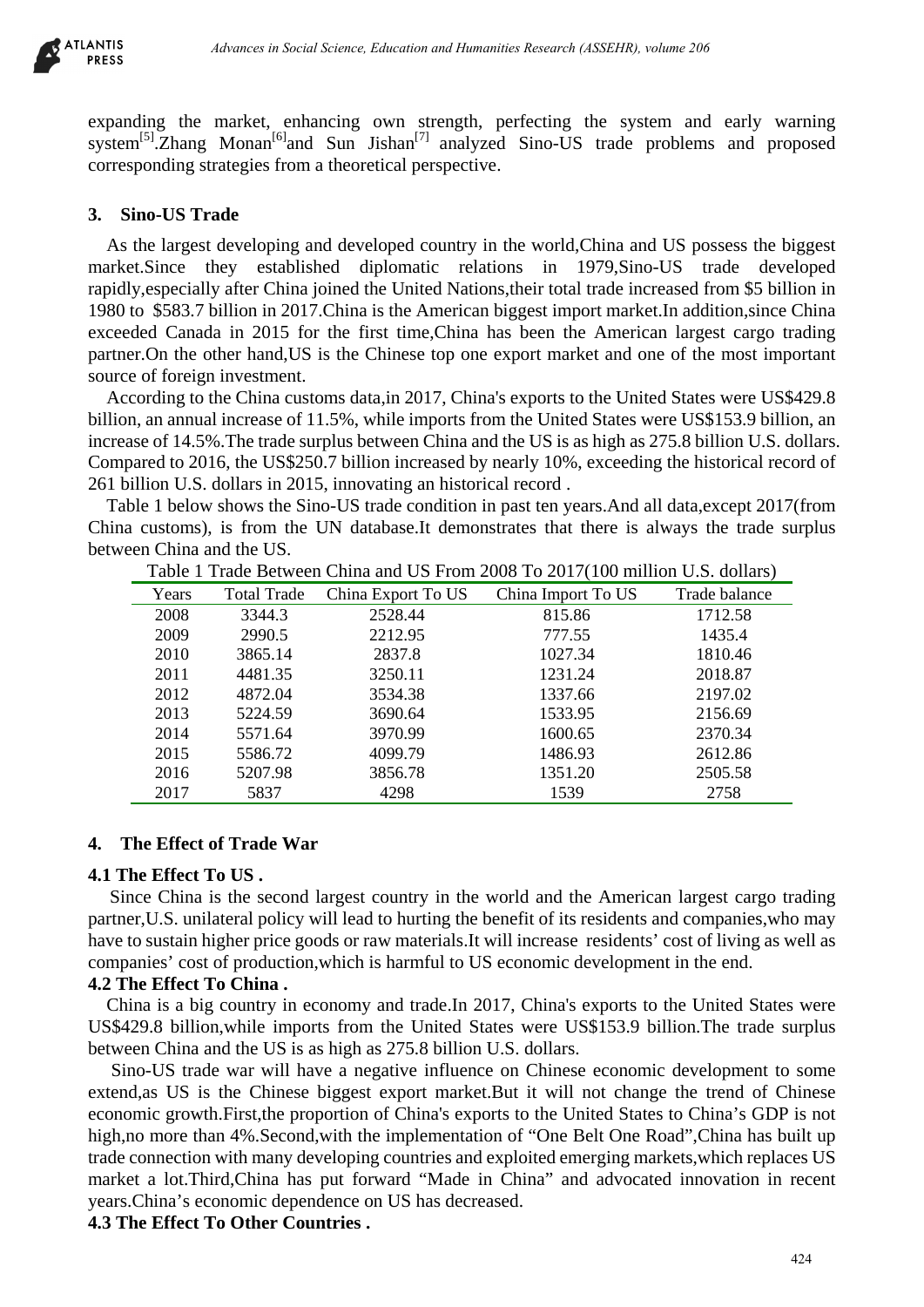expanding the market, enhancing own strength, perfecting the system and early warning system[5].Zhang Monan[6]and Sun Jishan[7] analyzed Sino-US trade problems and proposed corresponding strategies from a theoretical perspective.

## 3. Sino-US Trade

As the largest developing and developed country in the world,China and US possess the biggest market.Since they established diplomatic relations in 1979,Sino-US trade developed rapidly,especially after China joined the United Nations,their total trade increased from $5 billion in 1980 to $583.7 billion in 2017.China is the American biggest import market.In addition,since China exceeded Canada in 2015 for the first time,China has been the American largest cargo trading partner.On the other hand,US is the Chinese top one export market and one of the most important source of foreign investment.

According to the China customs data,in 2017, China's exports to the United States were US$429.8 billion, an annual increase of 11.5%, while imports from the United States were US$153.9 billion, an increase of 14.5%.The trade surplus between China and the US is as high as 275.8 billion U.S. dollars. Compared to 2016, the US$250.7 billion increased by nearly 10%, exceeding the historical record of 261 billion U.S. dollars in 2015, innovating an historical record .

Table 1 below shows the Sino-US trade condition in past ten years.And all data,except 2017(from China customs), is from the UN database.It demonstrates that there is always the trade surplus between China and the US.

Table 1 Trade Between China and US From 2008 To 2017(100 million U.S. dollars)

| Years | Total Trade | China Export To US | China Import To US | Trade balance |
|---|---|---|---|---|
| 2008 | 3344.3 | 2528.44 | 815.86 | 1712.58 |
| 2009 | 2990.5 | 2212.95 | 777.55 | 1435.4 |
| 2010 | 3865.14 | 2837.8 | 1027.34 | 1810.46 |
| 2011 | 4481.35 | 3250.11 | 1231.24 | 2018.87 |
| 2012 | 4872.04 | 3534.38 | 1337.66 | 2197.02 |
| 2013 | 5224.59 | 3690.64 | 1533.95 | 2156.69 |
| 2014 | 5571.64 | 3970.99 | 1600.65 | 2370.34 |
| 2015 | 5586.72 | 4099.79 | 1486.93 | 2612.86 |
| 2016 | 5207.98 | 3856.78 | 1351.20 | 2505.58 |
| 2017 | 5837 | 4298 | 1539 | 2758 |

## 4. The Effect of Trade War

### 4.1 The Effect To US .

Since China is the second largest country in the world and the American largest cargo trading partner,U.S. unilateral policy will lead to hurting the benefit of its residents and companies,who may have to sustain higher price goods or raw materials.It will increase residents' cost of living as well as companies' cost of production,which is harmful to US economic development in the end.

### 4.2 The Effect To China .

China is a big country in economy and trade.In 2017, China's exports to the United States were US$429.8 billion,while imports from the United States were US$153.9 billion.The trade surplus between China and the US is as high as 275.8 billion U.S. dollars.

Sino-US trade war will have a negative influence on Chinese economic development to some extend,as US is the Chinese biggest export market.But it will not change the trend of Chinese economic growth.First,the proportion of China's exports to the United States to China's GDP is not high,no more than 4%.Second,with the implementation of "One Belt One Road",China has built up trade connection with many developing countries and exploited emerging markets,which replaces US market a lot.Third,China has put forward "Made in China" and advocated innovation in recent years.China's economic dependence on US has decreased.

### 4.3 The Effect To Other Countries .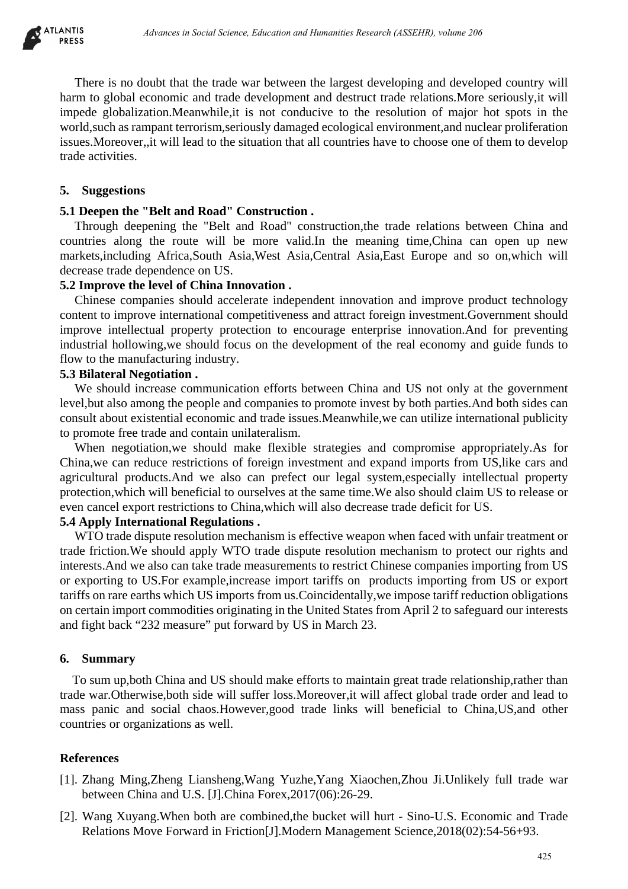There is no doubt that the trade war between the largest developing and developed country will harm to global economic and trade development and destruct trade relations.More seriously,it will impede globalization.Meanwhile,it is not conducive to the resolution of major hot spots in the world,such as rampant terrorism,seriously damaged ecological environment,and nuclear proliferation issues.Moreover,,it will lead to the situation that all countries have to choose one of them to develop trade activities.

## 5. Suggestions

### 5.1 Deepen the "Belt and Road" Construction .

Through deepening the "Belt and Road" construction,the trade relations between China and countries along the route will be more valid.In the meaning time,China can open up new markets,including Africa,South Asia,West Asia,Central Asia,East Europe and so on,which will decrease trade dependence on US.

### 5.2 Improve the level of China Innovation .

Chinese companies should accelerate independent innovation and improve product technology content to improve international competitiveness and attract foreign investment.Government should improve intellectual property protection to encourage enterprise innovation.And for preventing industrial hollowing,we should focus on the development of the real economy and guide funds to flow to the manufacturing industry.

### 5.3 Bilateral Negotiation .

We should increase communication efforts between China and US not only at the government level,but also among the people and companies to promote invest by both parties.And both sides can consult about existential economic and trade issues.Meanwhile,we can utilize international publicity to promote free trade and contain unilateralism.

When negotiation,we should make flexible strategies and compromise appropriately.As for China,we can reduce restrictions of foreign investment and expand imports from US,like cars and agricultural products.And we also can prefect our legal system,especially intellectual property protection,which will beneficial to ourselves at the same time.We also should claim US to release or even cancel export restrictions to China,which will also decrease trade deficit for US.

### 5.4 Apply International Regulations .

WTO trade dispute resolution mechanism is effective weapon when faced with unfair treatment or trade friction.We should apply WTO trade dispute resolution mechanism to protect our rights and interests.And we also can take trade measurements to restrict Chinese companies importing from US or exporting to US.For example,increase import tariffs on products importing from US or export tariffs on rare earths which US imports from us.Coincidentally,we impose tariff reduction obligations on certain import commodities originating in the United States from April 2 to safeguard our interests and fight back “232 measure” put forward by US in March 23.

## 6. Summary

To sum up,both China and US should make efforts to maintain great trade relationship,rather than trade war.Otherwise,both side will suffer loss.Moreover,it will affect global trade order and lead to mass panic and social chaos.However,good trade links will beneficial to China,US,and other countries or organizations as well.

## References

[1]. Zhang Ming,Zheng Liansheng,Wang Yuzhe,Yang Xiaochen,Zhou Ji.Unlikely full trade war between China and U.S. [J].China Forex,2017(06):26-29.

[2]. Wang Xuyang.When both are combined,the bucket will hurt - Sino-U.S. Economic and Trade Relations Move Forward in Friction[J].Modern Management Science,2018(02):54-56+93.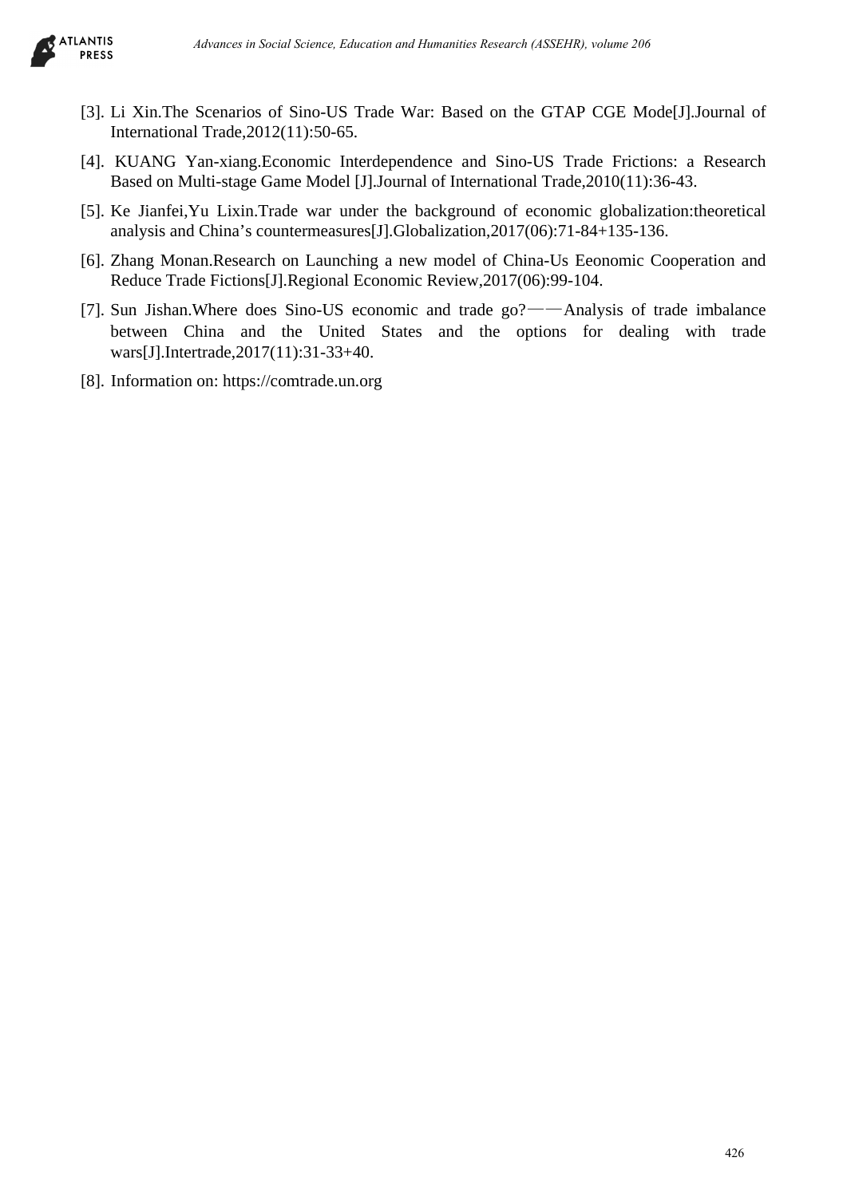[3]. Li Xin.The Scenarios of Sino-US Trade War: Based on the GTAP CGE Mode[J].Journal of International Trade,2012(11):50-65.

[4]. KUANG Yan-xiang.Economic Interdependence and Sino-US Trade Frictions: a Research Based on Multi-stage Game Model [J].Journal of International Trade,2010(11):36-43.

[5]. Ke Jianfei,Yu Lixin.Trade war under the background of economic globalization:theoretical analysis and China's countermeasures[J].Globalization,2017(06):71-84+135-136.

[6]. Zhang Monan.Research on Launching a new model of China-Us Eeonomic Cooperation and Reduce Trade Fictions[J].Regional Economic Review,2017(06):99-104.

[7]. Sun Jishan.Where does Sino-US economic and trade go?——Analysis of trade imbalance between China and the United States and the options for dealing with trade wars[J].Intertrade,2017(11):31-33+40.

[8]. Information on: https://comtrade.un.org